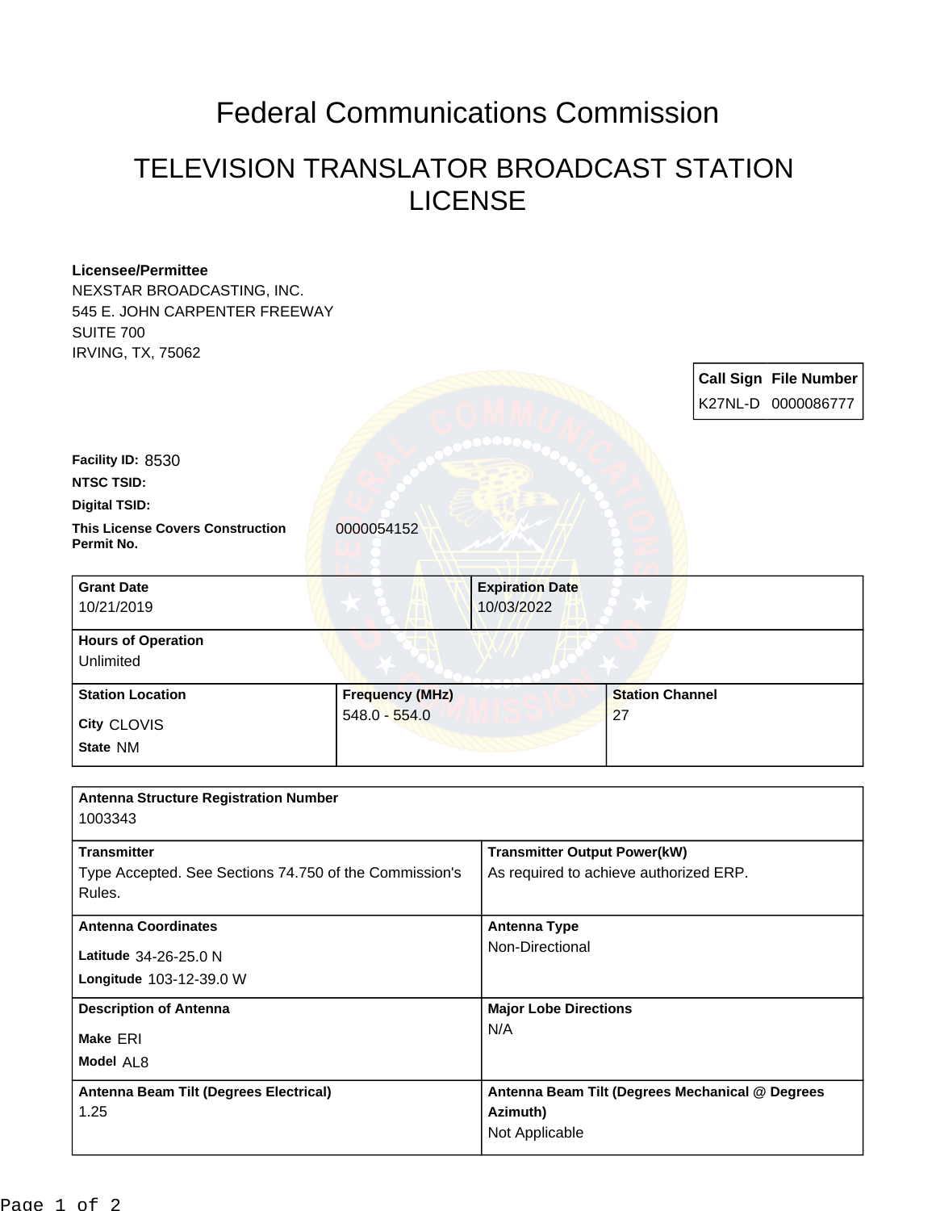# Federal Communications Commission

## TELEVISION TRANSLATOR BROADCAST STATION LICENSE

**Licensee/Permittee**
NEXSTAR BROADCASTING, INC.
545 E. JOHN CARPENTER FREEWAY
SUITE 700
IRVING, TX, 75062

| Call Sign | File Number |
|---|---|
| K27NL-D | 0000086777 |

**Facility ID:** 8530

**NTSC TSID:**

**Digital TSID:**

**This License Covers Construction Permit No.** 0000054152

| Grant Date | Expiration Date |
|---|---|
| 10/21/2019 | 10/03/2022 |

**Hours of Operation**
Unlimited

| Station Location | Frequency (MHz) | Station Channel |
|---|---|---|
| City CLOVIS<br>State NM | 548.0 - 554.0 | 27 |

**Antenna Structure Registration Number**
1003343

| Transmitter | Transmitter Output Power(kW) |
|---|---|
| Type Accepted. See Sections 74.750 of the Commission's Rules. | As required to achieve authorized ERP. |

| Antenna Coordinates | Antenna Type |
|---|---|
| Latitude 34-26-25.0 N<br>Longitude 103-12-39.0 W | Non-Directional |

| Description of Antenna | Major Lobe Directions |
|---|---|
| Make ERI<br>Model AL8 | N/A |

| Antenna Beam Tilt (Degrees Electrical) | Antenna Beam Tilt (Degrees Mechanical @ Degrees Azimuth) |
|---|---|
| 1.25 | Not Applicable |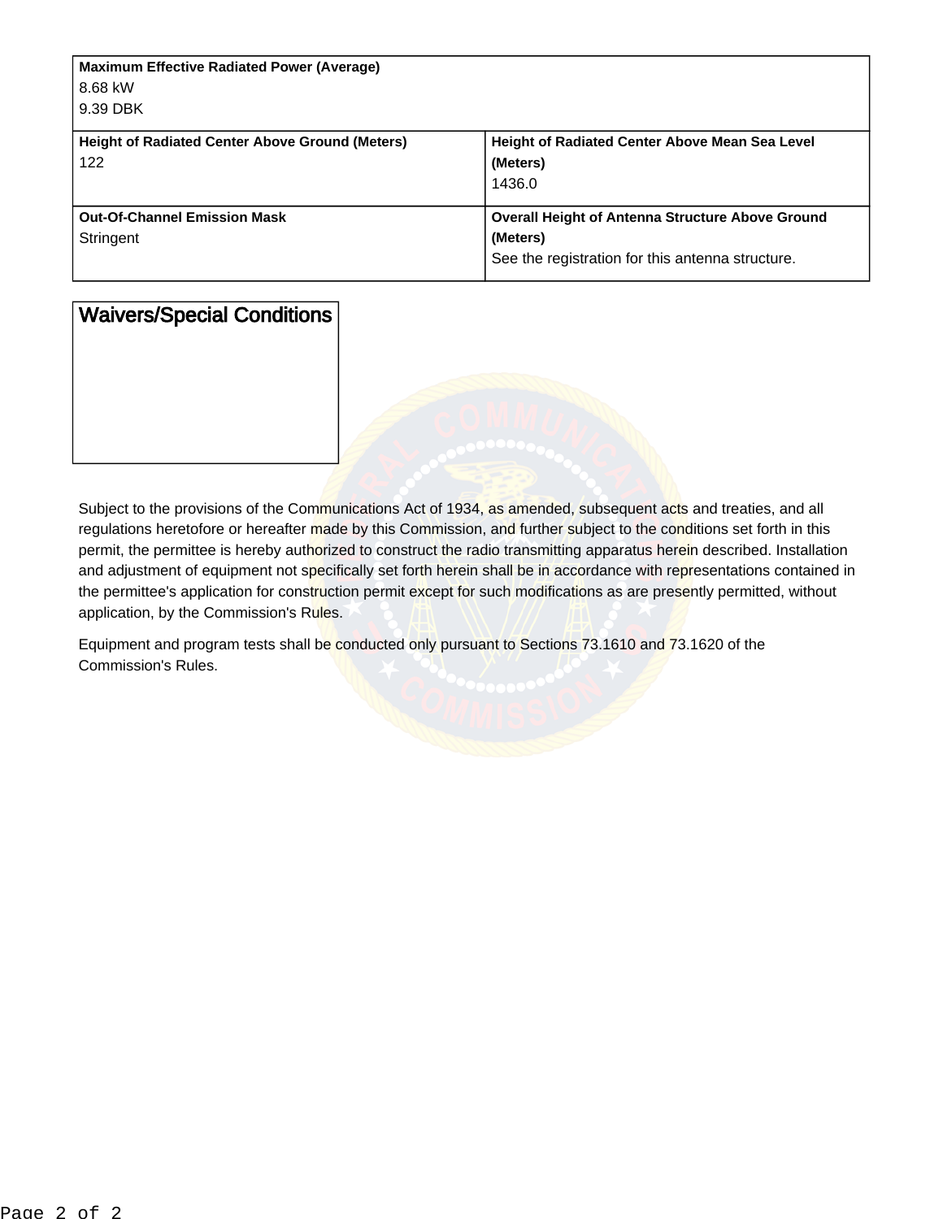| | |
|---|---|
| **Maximum Effective Radiated Power (Average)**<br>8.68 kW<br>9.39 DBK | |
| **Height of Radiated Center Above Ground (Meters)**<br>122 | **Height of Radiated Center Above Mean Sea Level (Meters)**<br>1436.0 |
| **Out-Of-Channel Emission Mask**<br>Stringent | **Overall Height of Antenna Structure Above Ground (Meters)**<br>See the registration for this antenna structure. |

## Waivers/Special Conditions

Subject to the provisions of the Communications Act of 1934, as amended, subsequent acts and treaties, and all regulations heretofore or hereafter made by this Commission, and further subject to the conditions set forth in this permit, the permittee is hereby authorized to construct the radio transmitting apparatus herein described. Installation and adjustment of equipment not specifically set forth herein shall be in accordance with representations contained in the permittee's application for construction permit except for such modifications as are presently permitted, without application, by the Commission's Rules.

Equipment and program tests shall be conducted only pursuant to Sections 73.1610 and 73.1620 of the Commission's Rules.